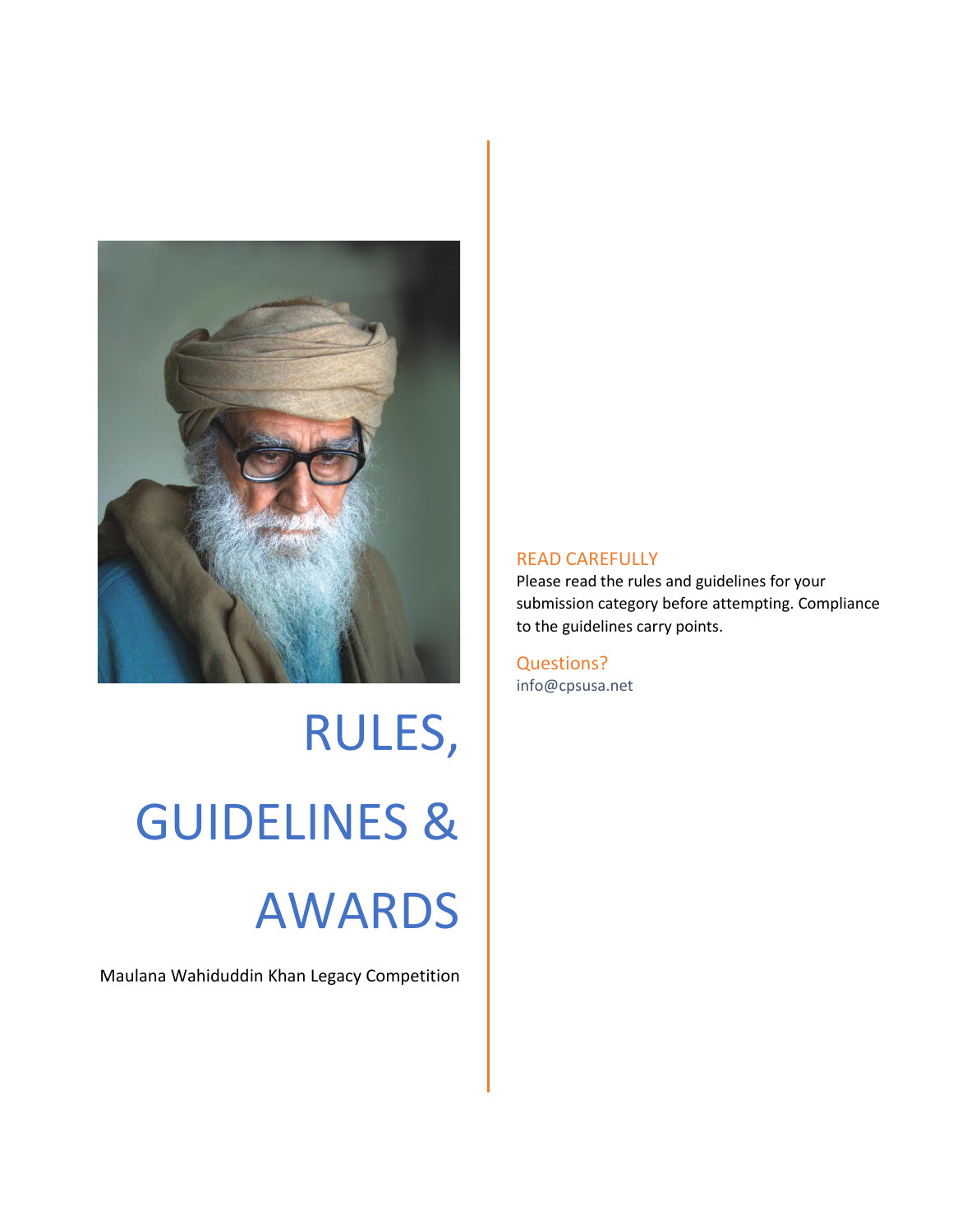# RULES, GUIDELINES & AWARDS

Maulana Wahiduddin Khan Legacy Competition

## READ CAREFULLY

Please read the rules and guidelines for your submission category before attempting. Compliance to the guidelines carry points.

## Questions?

info@cpsusa.net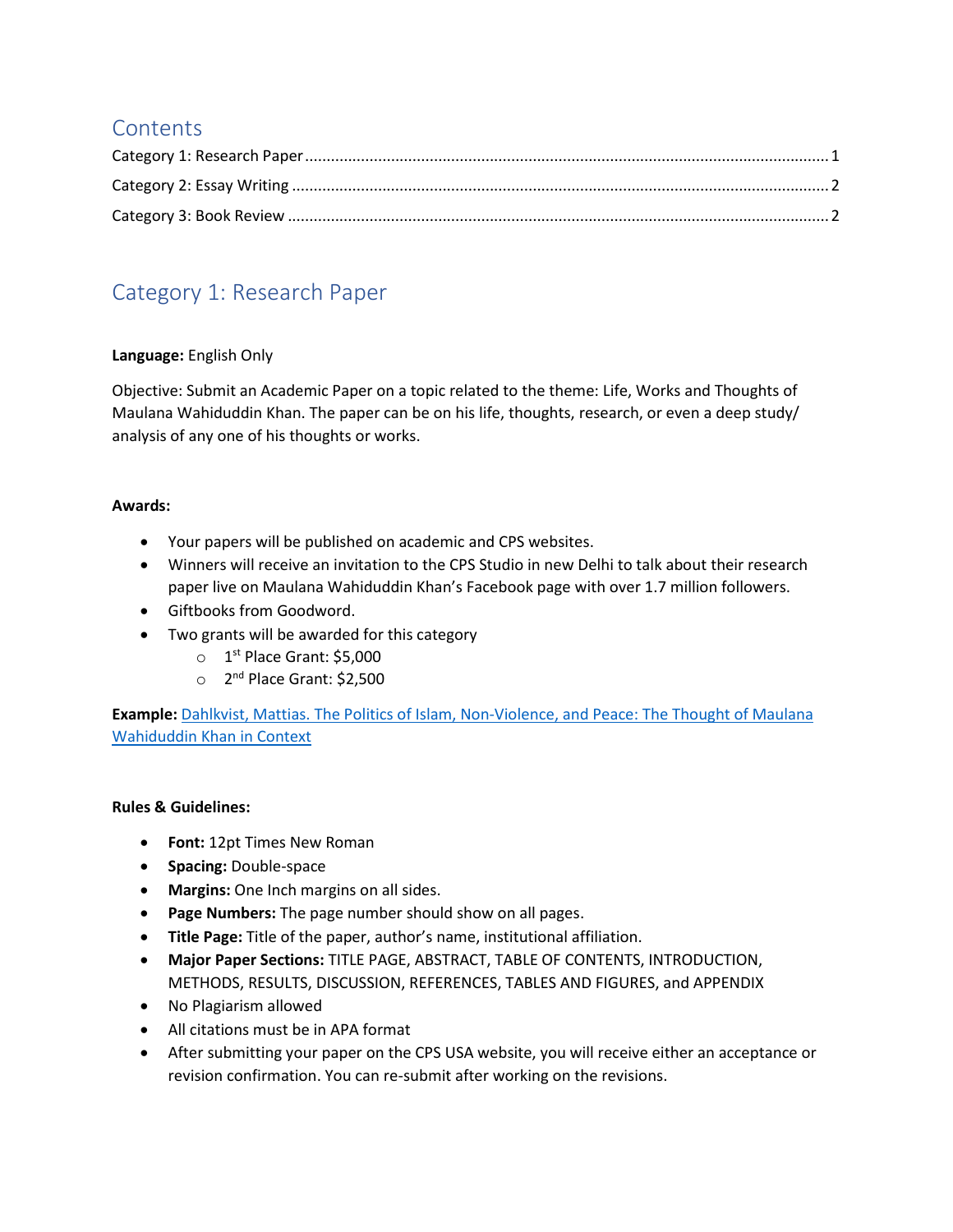## Contents

Category 1: Research Paper ........................................................................................................................ 1

Category 2: Essay Writing ........................................................................................................................... 2

Category 3: Book Review ............................................................................................................................ 2

## Category 1: Research Paper

**Language:** English Only

Objective: Submit an Academic Paper on a topic related to the theme: Life, Works and Thoughts of Maulana Wahiduddin Khan. The paper can be on his life, thoughts, research, or even a deep study/ analysis of any one of his thoughts or works.

**Awards:**

- Your papers will be published on academic and CPS websites.
- Winners will receive an invitation to the CPS Studio in new Delhi to talk about their research paper live on Maulana Wahiduddin Khan's Facebook page with over 1.7 million followers.
- Giftbooks from Goodword.
- Two grants will be awarded for this category
  - 1st Place Grant: $5,000
  - 2nd Place Grant: $2,500

**Example:** Dahlkvist, Mattias. The Politics of Islam, Non-Violence, and Peace: The Thought of Maulana Wahiduddin Khan in Context

**Rules & Guidelines:**

- **Font:** 12pt Times New Roman
- **Spacing:** Double-space
- **Margins:** One Inch margins on all sides.
- **Page Numbers:** The page number should show on all pages.
- **Title Page:** Title of the paper, author's name, institutional affiliation.
- **Major Paper Sections:** TITLE PAGE, ABSTRACT, TABLE OF CONTENTS, INTRODUCTION, METHODS, RESULTS, DISCUSSION, REFERENCES, TABLES AND FIGURES, and APPENDIX
- No Plagiarism allowed
- All citations must be in APA format
- After submitting your paper on the CPS USA website, you will receive either an acceptance or revision confirmation. You can re-submit after working on the revisions.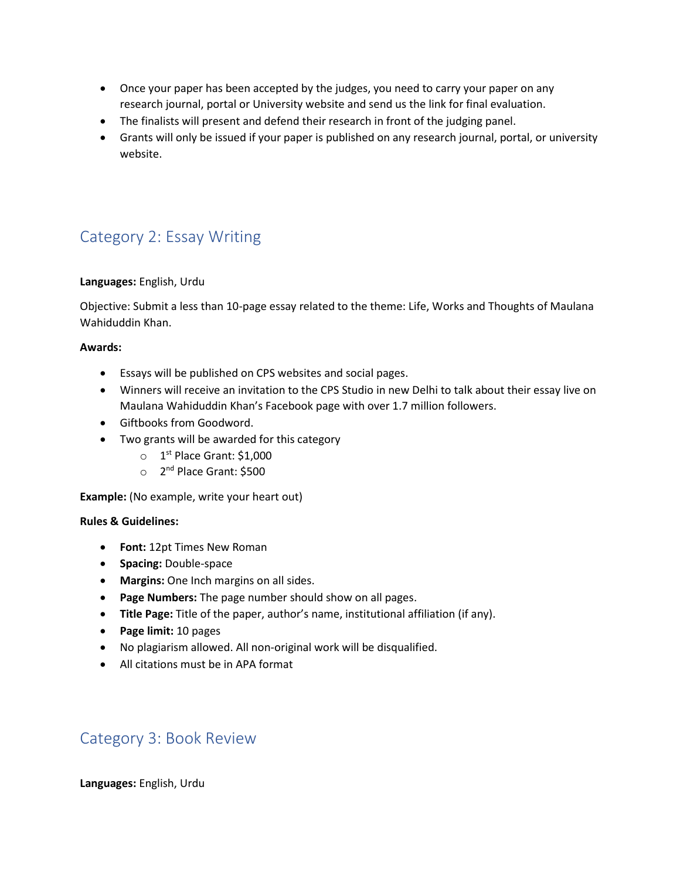- Once your paper has been accepted by the judges, you need to carry your paper on any research journal, portal or University website and send us the link for final evaluation.
- The finalists will present and defend their research in front of the judging panel.
- Grants will only be issued if your paper is published on any research journal, portal, or university website.

## Category 2: Essay Writing

**Languages:** English, Urdu

Objective: Submit a less than 10-page essay related to the theme: Life, Works and Thoughts of Maulana Wahiduddin Khan.

**Awards:**

- Essays will be published on CPS websites and social pages.
- Winners will receive an invitation to the CPS Studio in new Delhi to talk about their essay live on Maulana Wahiduddin Khan's Facebook page with over 1.7 million followers.
- Giftbooks from Goodword.
- Two grants will be awarded for this category
  - 1st Place Grant: $1,000
  - 2nd Place Grant: $500

**Example:** (No example, write your heart out)

**Rules & Guidelines:**

- **Font:** 12pt Times New Roman
- **Spacing:** Double-space
- **Margins:** One Inch margins on all sides.
- **Page Numbers:** The page number should show on all pages.
- **Title Page:** Title of the paper, author's name, institutional affiliation (if any).
- **Page limit:** 10 pages
- No plagiarism allowed. All non-original work will be disqualified.
- All citations must be in APA format

## Category 3: Book Review

**Languages:** English, Urdu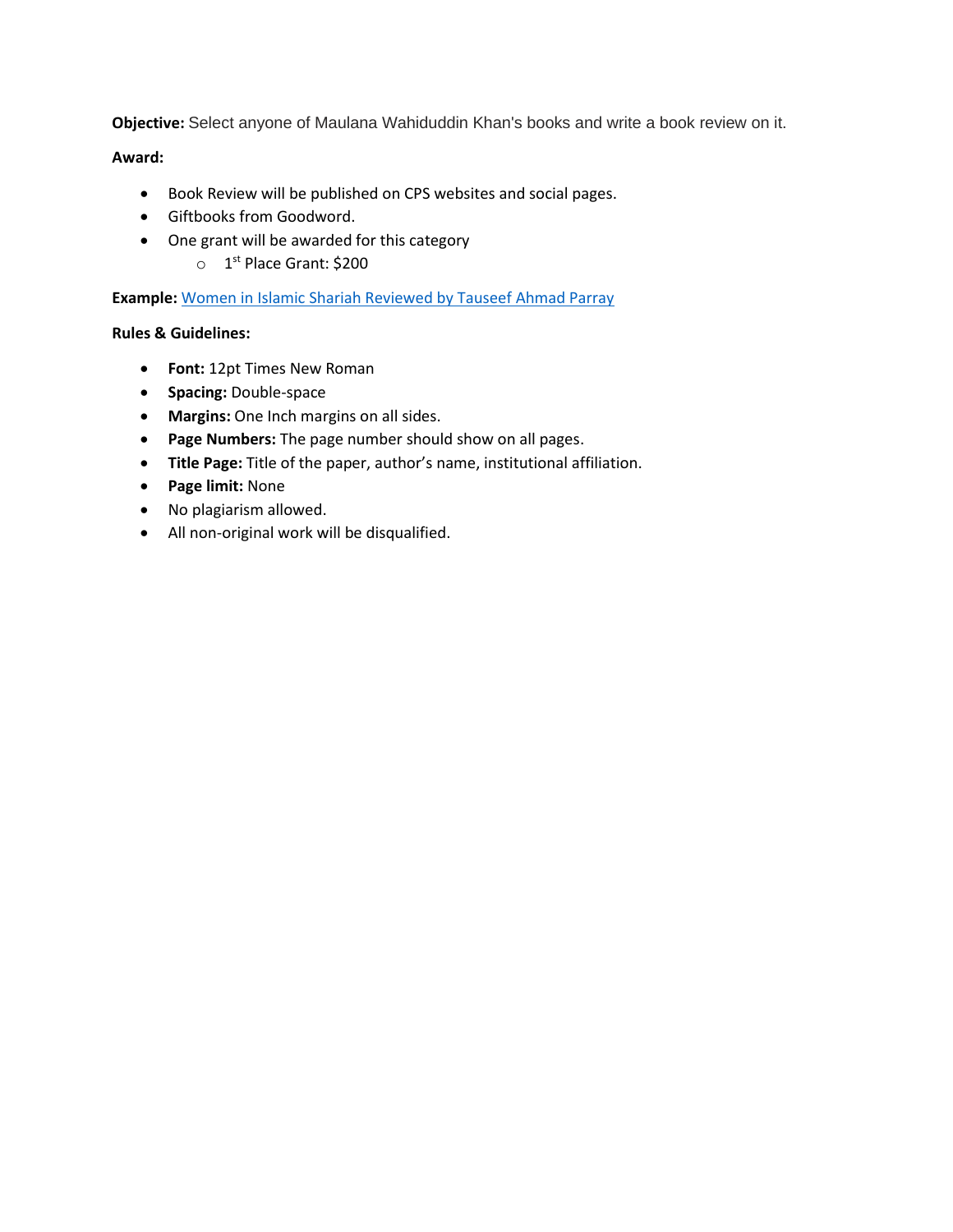**Objective:** Select anyone of Maulana Wahiduddin Khan's books and write a book review on it.

**Award:**

- Book Review will be published on CPS websites and social pages.
- Giftbooks from Goodword.
- One grant will be awarded for this category
  - 1st Place Grant: $200

**Example:** [Women in Islamic Shariah Reviewed by Tauseef Ahmad Parray]

**Rules & Guidelines:**

- **Font:** 12pt Times New Roman
- **Spacing:** Double-space
- **Margins:** One Inch margins on all sides.
- **Page Numbers:** The page number should show on all pages.
- **Title Page:** Title of the paper, author's name, institutional affiliation.
- **Page limit:** None
- No plagiarism allowed.
- All non-original work will be disqualified.